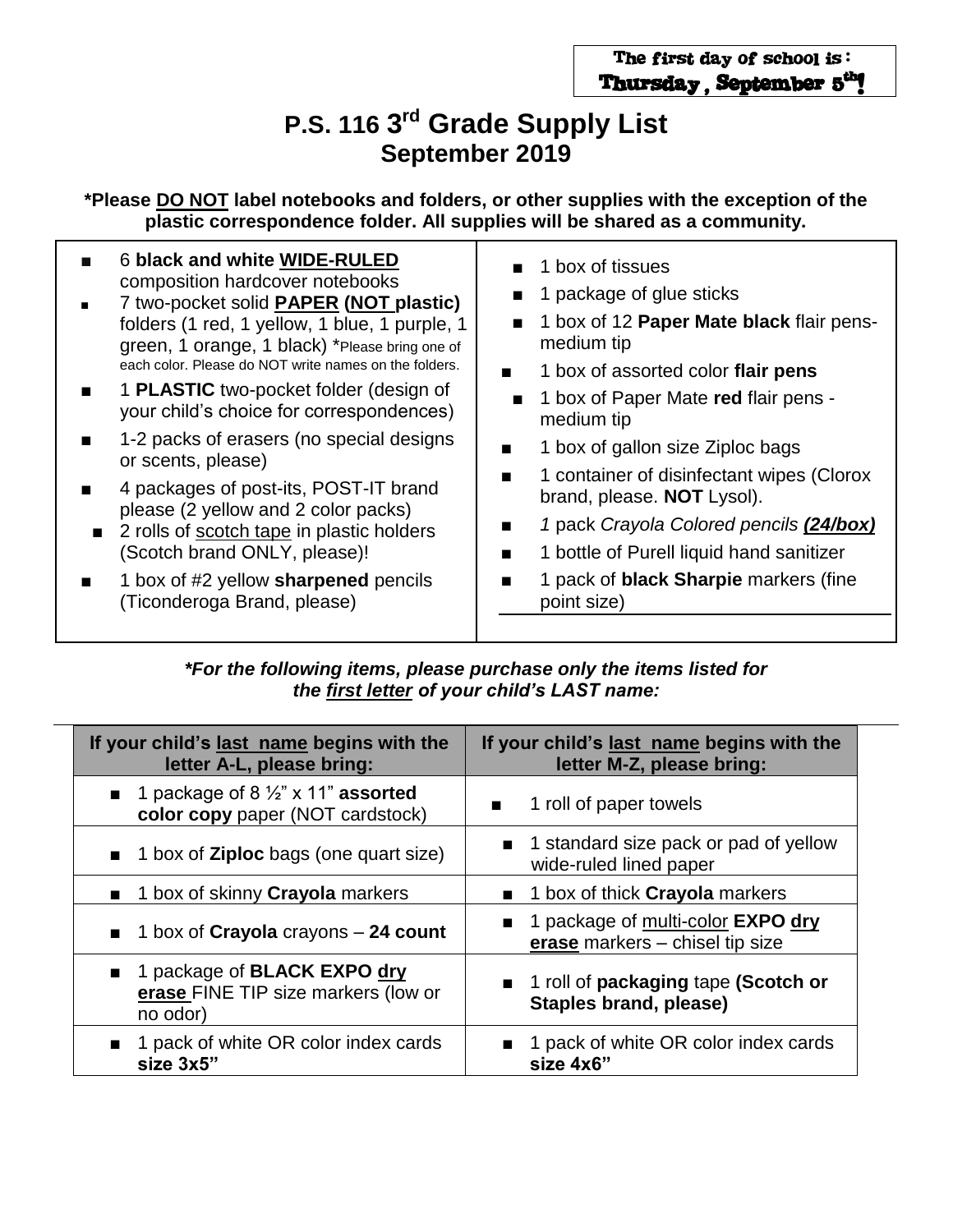The first day of school is:
**Thursday, September 5th!**

# P.S. 116 3rd Grade Supply List
## September 2019

**\*Please DO NOT label notebooks and folders, or other supplies with the exception of the plastic correspondence folder. All supplies will be shared as a community.**

- 6 **black and white WIDE-RULED** composition hardcover notebooks
- 7 two-pocket solid **PAPER (NOT plastic)** folders (1 red, 1 yellow, 1 blue, 1 purple, 1 green, 1 orange, 1 black) *Please bring one of each color. Please do NOT write names on the folders.
- 1 **PLASTIC** two-pocket folder (design of your child's choice for correspondences)
- 1-2 packs of erasers (no special designs or scents, please)
- 4 packages of post-its, POST-IT brand please (2 yellow and 2 color packs)
- 2 rolls of scotch tape in plastic holders (Scotch brand ONLY, please)!
- 1 box of #2 yellow **sharpened** pencils (Ticonderoga Brand, please)
- 1 box of tissues
- 1 package of glue sticks
- 1 box of 12 **Paper Mate black** flair pens-medium tip
- 1 box of assorted color **flair pens**
- 1 box of Paper Mate **red** flair pens - medium tip
- 1 box of gallon size Ziploc bags
- 1 container of disinfectant wipes (Clorox brand, please. **NOT** Lysol).
- *1 pack Crayola Colored pencils **(24/box)***
- 1 bottle of Purell liquid hand sanitizer
- 1 pack of **black Sharpie** markers (fine point size)

***For the following items, please purchase only the items listed for the first letter of your child's LAST name:***

| If your child's last name begins with the letter A-L, please bring: | If your child's last name begins with the letter M-Z, please bring: |
|---|---|
| 1 package of 8 ½" x 11" **assorted color copy** paper (NOT cardstock) | 1 roll of paper towels |
| 1 box of **Ziploc** bags (one quart size) | 1 standard size pack or pad of yellow wide-ruled lined paper |
| 1 box of skinny **Crayola** markers | 1 box of thick **Crayola** markers |
| 1 box of **Crayola** crayons – **24 count** | 1 package of multi-color **EXPO dry erase** markers – chisel tip size |
| 1 package of **BLACK EXPO dry erase** FINE TIP size markers (low or no odor) | 1 roll of **packaging** tape **(Scotch or Staples brand, please)** |
| 1 pack of white OR color index cards **size 3x5"** | 1 pack of white OR color index cards **size 4x6"** |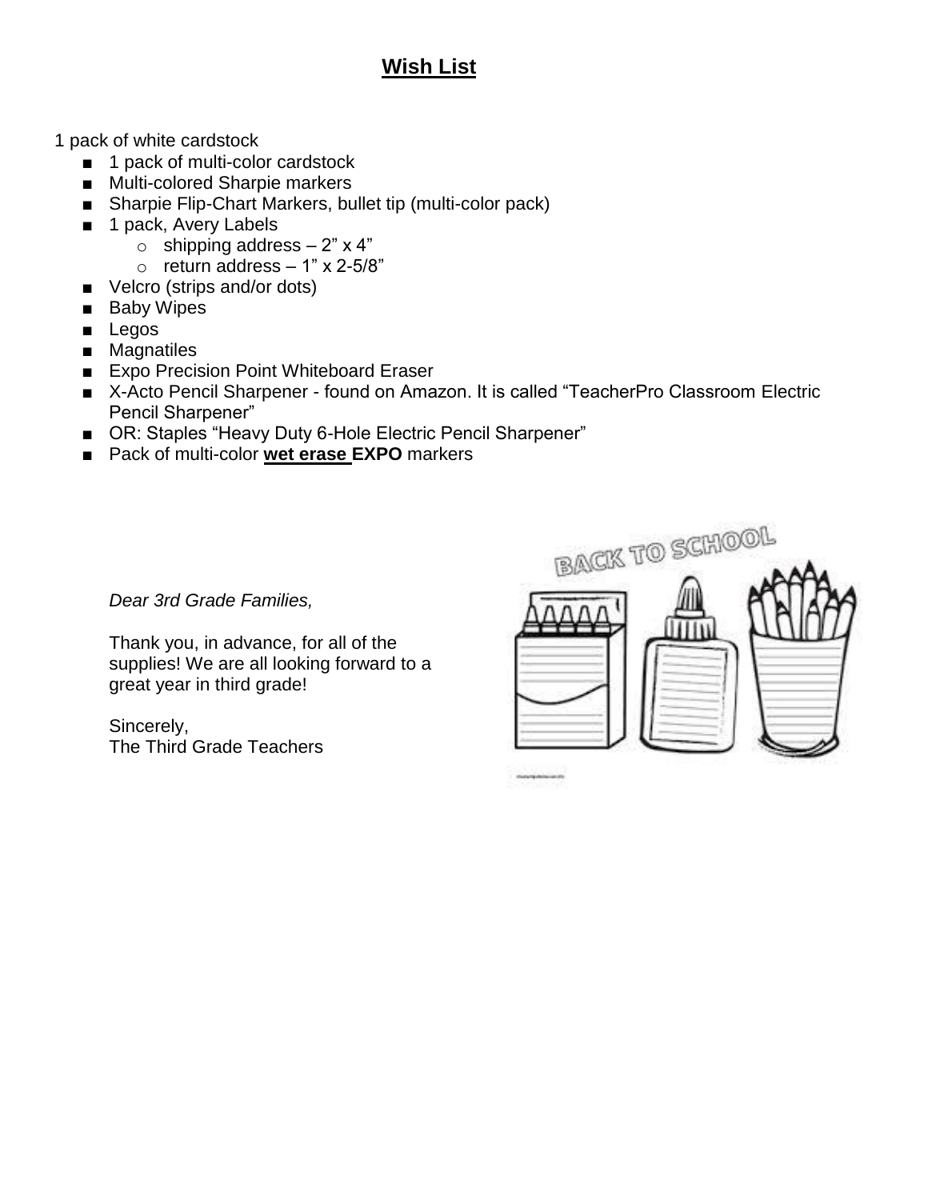## **Wish List**

1 pack of white cardstock

- 1 pack of multi-color cardstock
- Multi-colored Sharpie markers
- Sharpie Flip-Chart Markers, bullet tip (multi-color pack)
- 1 pack, Avery Labels
  - shipping address – 2" x 4"
  - return address – 1" x 2-5/8"
- Velcro (strips and/or dots)
- Baby Wipes
- Legos
- Magnatiles
- Expo Precision Point Whiteboard Eraser
- X-Acto Pencil Sharpener - found on Amazon. It is called "TeacherPro Classroom Electric Pencil Sharpener"
- OR: Staples "Heavy Duty 6-Hole Electric Pencil Sharpener"
- Pack of multi-color **wet erase EXPO** markers

*Dear 3rd Grade Families,*

Thank you, in advance, for all of the supplies! We are all looking forward to a great year in third grade!

Sincerely,
The Third Grade Teachers